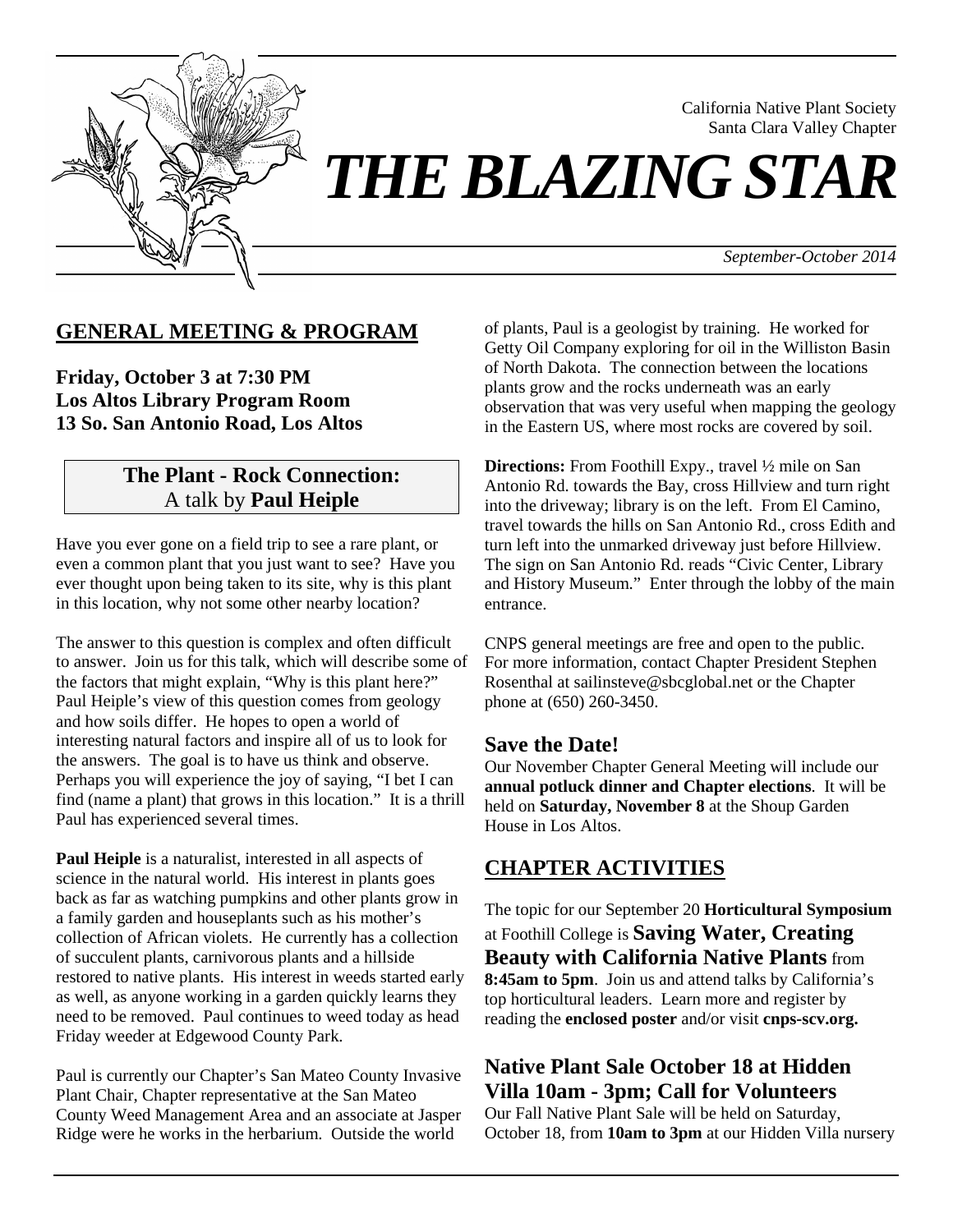California Native Plant Society
Santa Clara Valley Chapter

# THE BLAZING STAR

*September-October 2014*

## GENERAL MEETING & PROGRAM

**Friday, October 3 at 7:30 PM**
**Los Altos Library Program Room**
**13 So. San Antonio Road, Los Altos**

### The Plant - Rock Connection:
A talk by **Paul Heiple**

Have you ever gone on a field trip to see a rare plant, or even a common plant that you just want to see? Have you ever thought upon being taken to its site, why is this plant in this location, why not some other nearby location?

The answer to this question is complex and often difficult to answer. Join us for this talk, which will describe some of the factors that might explain, "Why is this plant here?" Paul Heiple's view of this question comes from geology and how soils differ. He hopes to open a world of interesting natural factors and inspire all of us to look for the answers. The goal is to have us think and observe. Perhaps you will experience the joy of saying, "I bet I can find (name a plant) that grows in this location." It is a thrill Paul has experienced several times.

**Paul Heiple** is a naturalist, interested in all aspects of science in the natural world. His interest in plants goes back as far as watching pumpkins and other plants grow in a family garden and houseplants such as his mother's collection of African violets. He currently has a collection of succulent plants, carnivorous plants and a hillside restored to native plants. His interest in weeds started early as well, as anyone working in a garden quickly learns they need to be removed. Paul continues to weed today as head Friday weeder at Edgewood County Park.

Paul is currently our Chapter's San Mateo County Invasive Plant Chair, Chapter representative at the San Mateo County Weed Management Area and an associate at Jasper Ridge were he works in the herbarium. Outside the world of plants, Paul is a geologist by training. He worked for Getty Oil Company exploring for oil in the Williston Basin of North Dakota. The connection between the locations plants grow and the rocks underneath was an early observation that was very useful when mapping the geology in the Eastern US, where most rocks are covered by soil.

**Directions:** From Foothill Expy., travel ½ mile on San Antonio Rd. towards the Bay, cross Hillview and turn right into the driveway; library is on the left. From El Camino, travel towards the hills on San Antonio Rd., cross Edith and turn left into the unmarked driveway just before Hillview. The sign on San Antonio Rd. reads "Civic Center, Library and History Museum." Enter through the lobby of the main entrance.

CNPS general meetings are free and open to the public. For more information, contact Chapter President Stephen Rosenthal at sailinsteve@sbcglobal.net or the Chapter phone at (650) 260-3450.

### Save the Date!

Our November Chapter General Meeting will include our **annual potluck dinner and Chapter elections**. It will be held on **Saturday, November 8** at the Shoup Garden House in Los Altos.

## CHAPTER ACTIVITIES

The topic for our September 20 **Horticultural Symposium** at Foothill College is **Saving Water, Creating Beauty with California Native Plants** from **8:45am to 5pm**. Join us and attend talks by California's top horticultural leaders. Learn more and register by reading the **enclosed poster** and/or visit **cnps-scv.org.**

### Native Plant Sale October 18 at Hidden Villa 10am - 3pm; Call for Volunteers

Our Fall Native Plant Sale will be held on Saturday, October 18, from **10am to 3pm** at our Hidden Villa nursery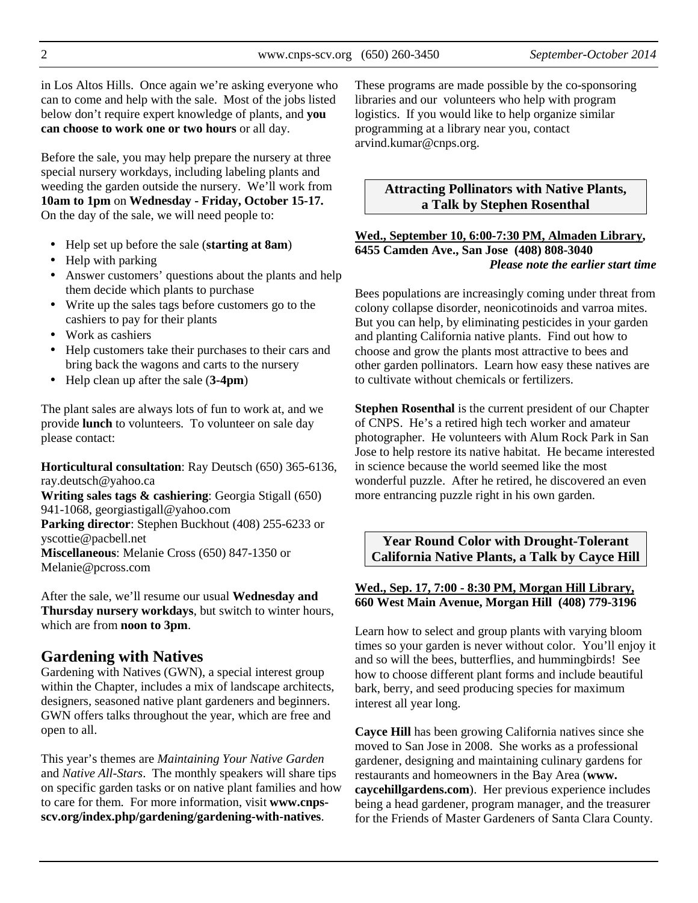in Los Altos Hills. Once again we're asking everyone who can to come and help with the sale. Most of the jobs listed below don't require expert knowledge of plants, and **you can choose to work one or two hours** or all day.

Before the sale, you may help prepare the nursery at three special nursery workdays, including labeling plants and weeding the garden outside the nursery. We'll work from **10am to 1pm** on **Wednesday - Friday, October 15-17.** On the day of the sale, we will need people to:

- Help set up before the sale (**starting at 8am**)
- Help with parking
- Answer customers' questions about the plants and help them decide which plants to purchase
- Write up the sales tags before customers go to the cashiers to pay for their plants
- Work as cashiers
- Help customers take their purchases to their cars and bring back the wagons and carts to the nursery
- Help clean up after the sale (**3-4pm**)

The plant sales are always lots of fun to work at, and we provide **lunch** to volunteers. To volunteer on sale day please contact:

**Horticultural consultation**: Ray Deutsch (650) 365-6136, ray.deutsch@yahoo.ca
**Writing sales tags & cashiering**: Georgia Stigall (650) 941-1068, georgiastigall@yahoo.com
**Parking director**: Stephen Buckhout (408) 255-6233 or yscottie@pacbell.net
**Miscellaneous**: Melanie Cross (650) 847-1350 or Melanie@pcross.com

After the sale, we'll resume our usual **Wednesday and Thursday nursery workdays**, but switch to winter hours, which are from **noon to 3pm**.

## Gardening with Natives

Gardening with Natives (GWN), a special interest group within the Chapter, includes a mix of landscape architects, designers, seasoned native plant gardeners and beginners. GWN offers talks throughout the year, which are free and open to all.

This year's themes are *Maintaining Your Native Garden* and *Native All-Stars*. The monthly speakers will share tips on specific garden tasks or on native plant families and how to care for them. For more information, visit **www.cnps-scv.org/index.php/gardening/gardening-with-natives**.

These programs are made possible by the co-sponsoring libraries and our volunteers who help with program logistics. If you would like to help organize similar programming at a library near you, contact arvind.kumar@cnps.org.

### Attracting Pollinators with Native Plants, a Talk by Stephen Rosenthal

**Wed., September 10, 6:00-7:30 PM, Almaden Library, 6455 Camden Ave., San Jose (408) 808-3040**
***Please note the earlier start time***

Bees populations are increasingly coming under threat from colony collapse disorder, neonicotinoids and varroa mites. But you can help, by eliminating pesticides in your garden and planting California native plants. Find out how to choose and grow the plants most attractive to bees and other garden pollinators. Learn how easy these natives are to cultivate without chemicals or fertilizers.

**Stephen Rosenthal** is the current president of our Chapter of CNPS. He's a retired high tech worker and amateur photographer. He volunteers with Alum Rock Park in San Jose to help restore its native habitat. He became interested in science because the world seemed like the most wonderful puzzle. After he retired, he discovered an even more entrancing puzzle right in his own garden.

### Year Round Color with Drought-Tolerant California Native Plants, a Talk by Cayce Hill

**Wed., Sep. 17, 7:00 - 8:30 PM, Morgan Hill Library, 660 West Main Avenue, Morgan Hill (408) 779-3196**

Learn how to select and group plants with varying bloom times so your garden is never without color. You'll enjoy it and so will the bees, butterflies, and hummingbirds! See how to choose different plant forms and include beautiful bark, berry, and seed producing species for maximum interest all year long.

**Cayce Hill** has been growing California natives since she moved to San Jose in 2008. She works as a professional gardener, designing and maintaining culinary gardens for restaurants and homeowners in the Bay Area (**www.caycehillgardens.com**). Her previous experience includes being a head gardener, program manager, and the treasurer for the Friends of Master Gardeners of Santa Clara County.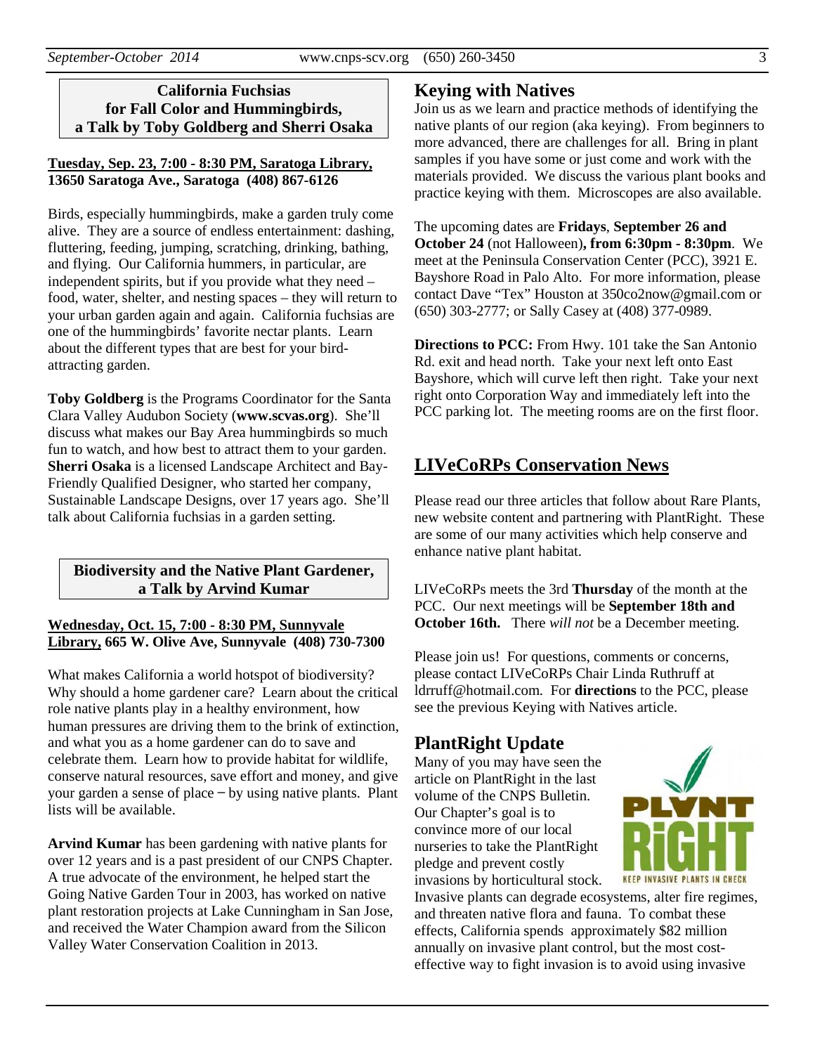## California Fuchsias for Fall Color and Hummingbirds, a Talk by Toby Goldberg and Sherri Osaka

**Tuesday, Sep. 23, 7:00 - 8:30 PM, Saratoga Library, 13650 Saratoga Ave., Saratoga (408) 867-6126**

Birds, especially hummingbirds, make a garden truly come alive. They are a source of endless entertainment: dashing, fluttering, feeding, jumping, scratching, drinking, bathing, and flying. Our California hummers, in particular, are independent spirits, but if you provide what they need – food, water, shelter, and nesting spaces – they will return to your urban garden again and again. California fuchsias are one of the hummingbirds' favorite nectar plants. Learn about the different types that are best for your bird-attracting garden.

**Toby Goldberg** is the Programs Coordinator for the Santa Clara Valley Audubon Society (**www.scvas.org**). She'll discuss what makes our Bay Area hummingbirds so much fun to watch, and how best to attract them to your garden. **Sherri Osaka** is a licensed Landscape Architect and Bay-Friendly Qualified Designer, who started her company, Sustainable Landscape Designs, over 17 years ago. She'll talk about California fuchsias in a garden setting.

## Biodiversity and the Native Plant Gardener, a Talk by Arvind Kumar

**Wednesday, Oct. 15, 7:00 - 8:30 PM, Sunnyvale Library, 665 W. Olive Ave, Sunnyvale (408) 730-7300**

What makes California a world hotspot of biodiversity? Why should a home gardener care? Learn about the critical role native plants play in a healthy environment, how human pressures are driving them to the brink of extinction, and what you as a home gardener can do to save and celebrate them. Learn how to provide habitat for wildlife, conserve natural resources, save effort and money, and give your garden a sense of place – by using native plants. Plant lists will be available.

**Arvind Kumar** has been gardening with native plants for over 12 years and is a past president of our CNPS Chapter. A true advocate of the environment, he helped start the Going Native Garden Tour in 2003, has worked on native plant restoration projects at Lake Cunningham in San Jose, and received the Water Champion award from the Silicon Valley Water Conservation Coalition in 2013.

## Keying with Natives

Join us as we learn and practice methods of identifying the native plants of our region (aka keying). From beginners to more advanced, there are challenges for all. Bring in plant samples if you have some or just come and work with the materials provided. We discuss the various plant books and practice keying with them. Microscopes are also available.

The upcoming dates are **Fridays**, **September 26 and October 24** (not Halloween)**, from 6:30pm - 8:30pm**. We meet at the Peninsula Conservation Center (PCC), 3921 E. Bayshore Road in Palo Alto. For more information, please contact Dave "Tex" Houston at 350co2now@gmail.com or (650) 303-2777; or Sally Casey at (408) 377-0989.

**Directions to PCC:** From Hwy. 101 take the San Antonio Rd. exit and head north. Take your next left onto East Bayshore, which will curve left then right. Take your next right onto Corporation Way and immediately left into the PCC parking lot. The meeting rooms are on the first floor.

## LIVeCoRPs Conservation News

Please read our three articles that follow about Rare Plants, new website content and partnering with PlantRight. These are some of our many activities which help conserve and enhance native plant habitat.

LIVeCoRPs meets the 3rd **Thursday** of the month at the PCC. Our next meetings will be **September 18th and October 16th.** There *will not* be a December meeting.

Please join us! For questions, comments or concerns, please contact LIVeCoRPs Chair Linda Ruthruff at ldrruff@hotmail.com. For **directions** to the PCC, please see the previous Keying with Natives article.

## PlantRight Update

Many of you may have seen the article on PlantRight in the last volume of the CNPS Bulletin. Our Chapter's goal is to convince more of our local nurseries to take the PlantRight pledge and prevent costly invasions by horticultural stock. Invasive plants can degrade ecosystems, alter fire regimes, and threaten native flora and fauna. To combat these effects, California spends approximately $82 million annually on invasive plant control, but the most cost-effective way to fight invasion is to avoid using invasive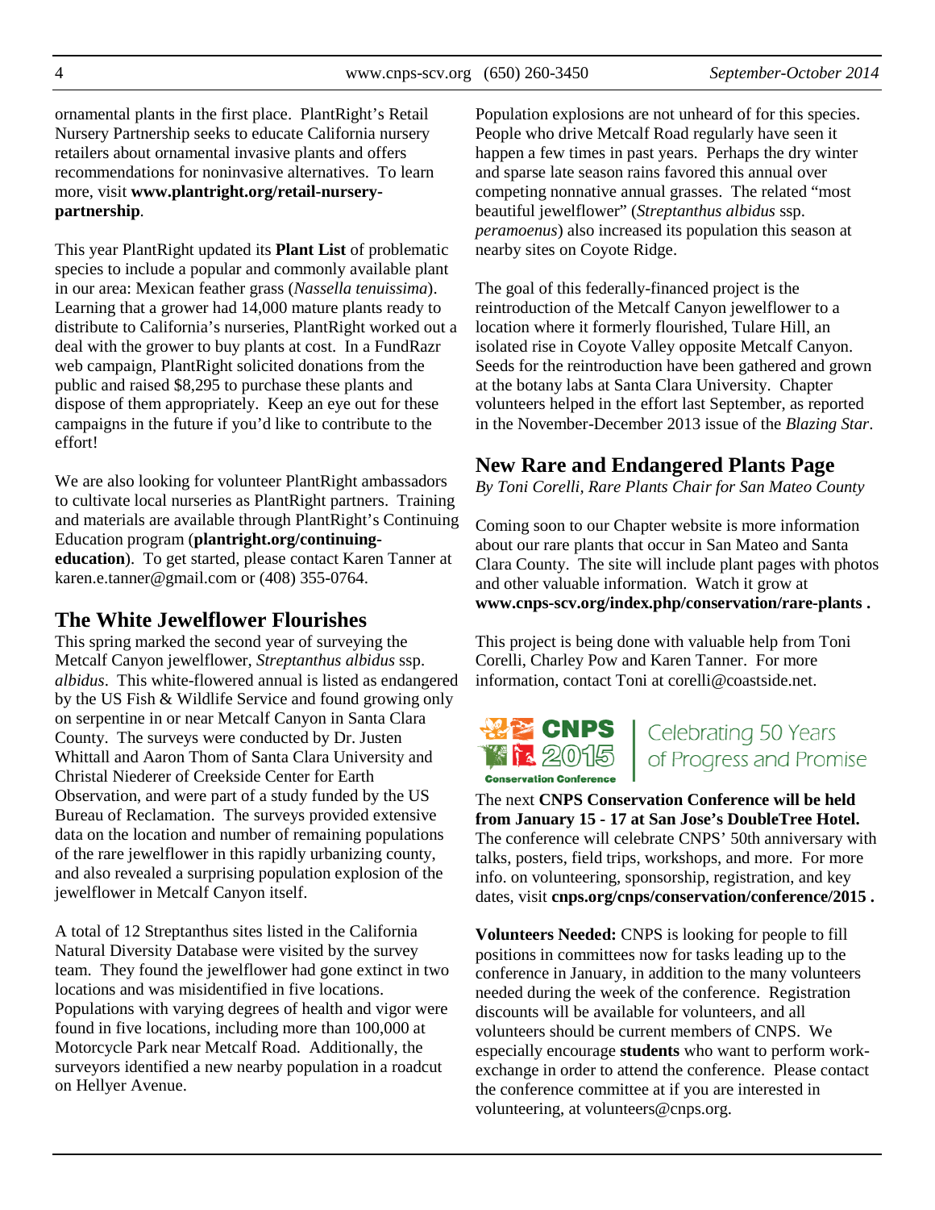ornamental plants in the first place. PlantRight's Retail Nursery Partnership seeks to educate California nursery retailers about ornamental invasive plants and offers recommendations for noninvasive alternatives. To learn more, visit **www.plantright.org/retail-nursery-partnership**.

This year PlantRight updated its **Plant List** of problematic species to include a popular and commonly available plant in our area: Mexican feather grass (*Nassella tenuissima*). Learning that a grower had 14,000 mature plants ready to distribute to California's nurseries, PlantRight worked out a deal with the grower to buy plants at cost. In a FundRazr web campaign, PlantRight solicited donations from the public and raised $8,295 to purchase these plants and dispose of them appropriately. Keep an eye out for these campaigns in the future if you'd like to contribute to the effort!

We are also looking for volunteer PlantRight ambassadors to cultivate local nurseries as PlantRight partners. Training and materials are available through PlantRight's Continuing Education program (**plantright.org/continuing-education**). To get started, please contact Karen Tanner at karen.e.tanner@gmail.com or (408) 355-0764.

## The White Jewelflower Flourishes

This spring marked the second year of surveying the Metcalf Canyon jewelflower, *Streptanthus albidus* ssp. *albidus*. This white-flowered annual is listed as endangered by the US Fish & Wildlife Service and found growing only on serpentine in or near Metcalf Canyon in Santa Clara County. The surveys were conducted by Dr. Justen Whittall and Aaron Thom of Santa Clara University and Christal Niederer of Creekside Center for Earth Observation, and were part of a study funded by the US Bureau of Reclamation. The surveys provided extensive data on the location and number of remaining populations of the rare jewelflower in this rapidly urbanizing county, and also revealed a surprising population explosion of the jewelflower in Metcalf Canyon itself.

A total of 12 Streptanthus sites listed in the California Natural Diversity Database were visited by the survey team. They found the jewelflower had gone extinct in two locations and was misidentified in five locations. Populations with varying degrees of health and vigor were found in five locations, including more than 100,000 at Motorcycle Park near Metcalf Road. Additionally, the surveyors identified a new nearby population in a roadcut on Hellyer Avenue.

Population explosions are not unheard of for this species. People who drive Metcalf Road regularly have seen it happen a few times in past years. Perhaps the dry winter and sparse late season rains favored this annual over competing nonnative annual grasses. The related "most beautiful jewelflower" (*Streptanthus albidus* ssp. *peramoenus*) also increased its population this season at nearby sites on Coyote Ridge.

The goal of this federally-financed project is the reintroduction of the Metcalf Canyon jewelflower to a location where it formerly flourished, Tulare Hill, an isolated rise in Coyote Valley opposite Metcalf Canyon. Seeds for the reintroduction have been gathered and grown at the botany labs at Santa Clara University. Chapter volunteers helped in the effort last September, as reported in the November-December 2013 issue of the *Blazing Star*.

## New Rare and Endangered Plants Page

*By Toni Corelli, Rare Plants Chair for San Mateo County*

Coming soon to our Chapter website is more information about our rare plants that occur in San Mateo and Santa Clara County. The site will include plant pages with photos and other valuable information. Watch it grow at **www.cnps-scv.org/index.php/conservation/rare-plants .**

This project is being done with valuable help from Toni Corelli, Charley Pow and Karen Tanner. For more information, contact Toni at corelli@coastside.net.

CNPS 2015 Conservation Conference | Celebrating 50 Years of Progress and Promise

The next **CNPS Conservation Conference will be held from January 15 - 17 at San Jose's DoubleTree Hotel.** The conference will celebrate CNPS' 50th anniversary with talks, posters, field trips, workshops, and more. For more info. on volunteering, sponsorship, registration, and key dates, visit **cnps.org/cnps/conservation/conference/2015 .**

**Volunteers Needed:** CNPS is looking for people to fill positions in committees now for tasks leading up to the conference in January, in addition to the many volunteers needed during the week of the conference. Registration discounts will be available for volunteers, and all volunteers should be current members of CNPS. We especially encourage **students** who want to perform work-exchange in order to attend the conference. Please contact the conference committee at if you are interested in volunteering, at volunteers@cnps.org.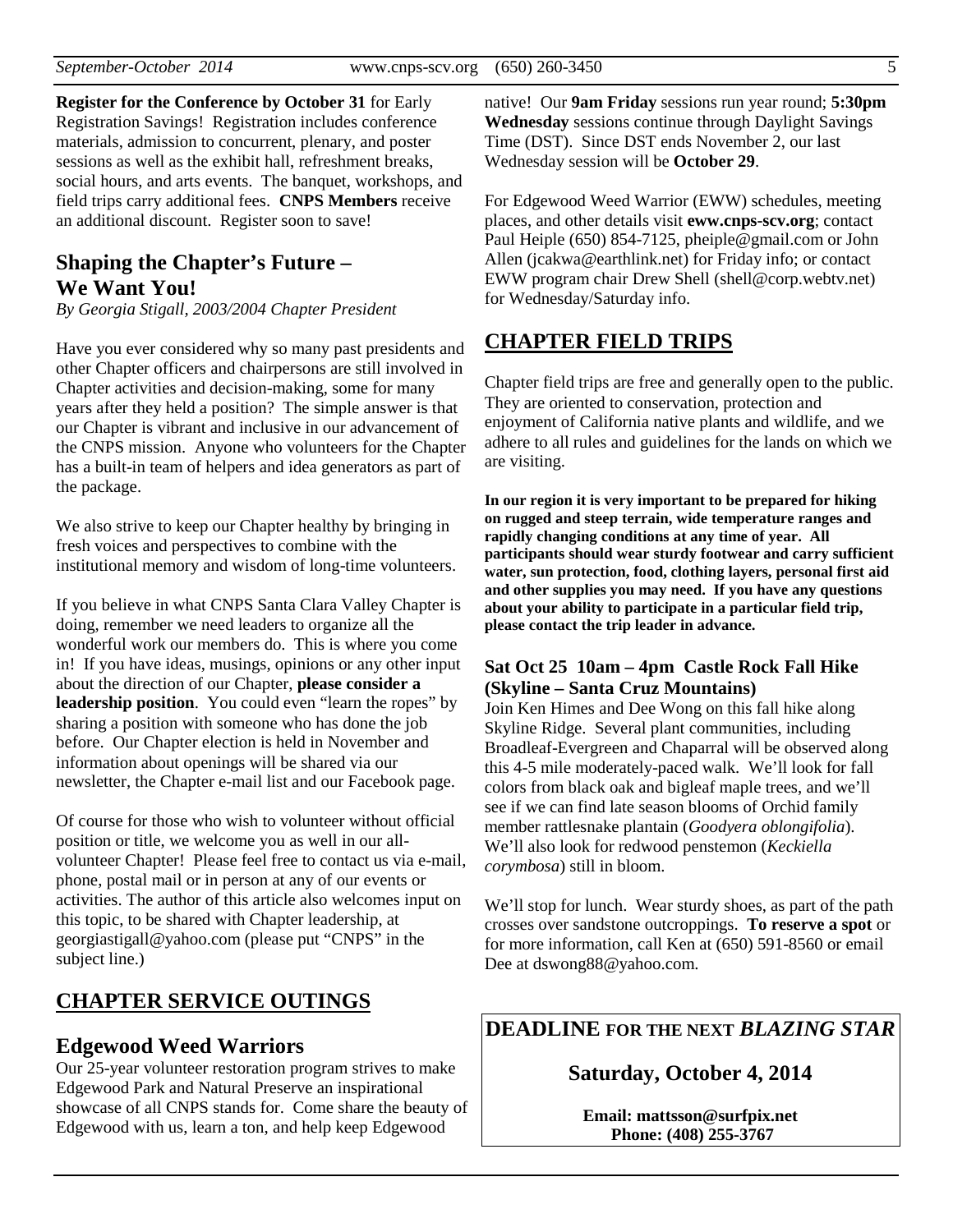**Register for the Conference by October 31** for Early Registration Savings! Registration includes conference materials, admission to concurrent, plenary, and poster sessions as well as the exhibit hall, refreshment breaks, social hours, and arts events. The banquet, workshops, and field trips carry additional fees. **CNPS Members** receive an additional discount. Register soon to save!

## Shaping the Chapter's Future – We Want You!

*By Georgia Stigall, 2003/2004 Chapter President*

Have you ever considered why so many past presidents and other Chapter officers and chairpersons are still involved in Chapter activities and decision-making, some for many years after they held a position? The simple answer is that our Chapter is vibrant and inclusive in our advancement of the CNPS mission. Anyone who volunteers for the Chapter has a built-in team of helpers and idea generators as part of the package.

We also strive to keep our Chapter healthy by bringing in fresh voices and perspectives to combine with the institutional memory and wisdom of long-time volunteers.

If you believe in what CNPS Santa Clara Valley Chapter is doing, remember we need leaders to organize all the wonderful work our members do. This is where you come in! If you have ideas, musings, opinions or any other input about the direction of our Chapter, **please consider a leadership position**. You could even "learn the ropes" by sharing a position with someone who has done the job before. Our Chapter election is held in November and information about openings will be shared via our newsletter, the Chapter e-mail list and our Facebook page.

Of course for those who wish to volunteer without official position or title, we welcome you as well in our all-volunteer Chapter! Please feel free to contact us via e-mail, phone, postal mail or in person at any of our events or activities. The author of this article also welcomes input on this topic, to be shared with Chapter leadership, at georgiastigall@yahoo.com (please put "CNPS" in the subject line.)

## CHAPTER SERVICE OUTINGS

### Edgewood Weed Warriors

Our 25-year volunteer restoration program strives to make Edgewood Park and Natural Preserve an inspirational showcase of all CNPS stands for. Come share the beauty of Edgewood with us, learn a ton, and help keep Edgewood native! Our **9am Friday** sessions run year round; **5:30pm Wednesday** sessions continue through Daylight Savings Time (DST). Since DST ends November 2, our last Wednesday session will be **October 29**.

For Edgewood Weed Warrior (EWW) schedules, meeting places, and other details visit **eww.cnps-scv.org**; contact Paul Heiple (650) 854-7125, pheiple@gmail.com or John Allen (jcakwa@earthlink.net) for Friday info; or contact EWW program chair Drew Shell (shell@corp.webtv.net) for Wednesday/Saturday info.

## CHAPTER FIELD TRIPS

Chapter field trips are free and generally open to the public. They are oriented to conservation, protection and enjoyment of California native plants and wildlife, and we adhere to all rules and guidelines for the lands on which we are visiting.

**In our region it is very important to be prepared for hiking on rugged and steep terrain, wide temperature ranges and rapidly changing conditions at any time of year. All participants should wear sturdy footwear and carry sufficient water, sun protection, food, clothing layers, personal first aid and other supplies you may need. If you have any questions about your ability to participate in a particular field trip, please contact the trip leader in advance.**

### Sat Oct 25 10am – 4pm Castle Rock Fall Hike (Skyline – Santa Cruz Mountains)

Join Ken Himes and Dee Wong on this fall hike along Skyline Ridge. Several plant communities, including Broadleaf-Evergreen and Chaparral will be observed along this 4-5 mile moderately-paced walk. We'll look for fall colors from black oak and bigleaf maple trees, and we'll see if we can find late season blooms of Orchid family member rattlesnake plantain (*Goodyera oblongifolia*). We'll also look for redwood penstemon (*Keckiella corymbosa*) still in bloom.

We'll stop for lunch. Wear sturdy shoes, as part of the path crosses over sandstone outcroppings. **To reserve a spot** or for more information, call Ken at (650) 591-8560 or email Dee at dswong88@yahoo.com.

**DEADLINE FOR THE NEXT *BLAZING STAR***

**Saturday, October 4, 2014**

**Email: mattsson@surfpix.net**
**Phone: (408) 255-3767**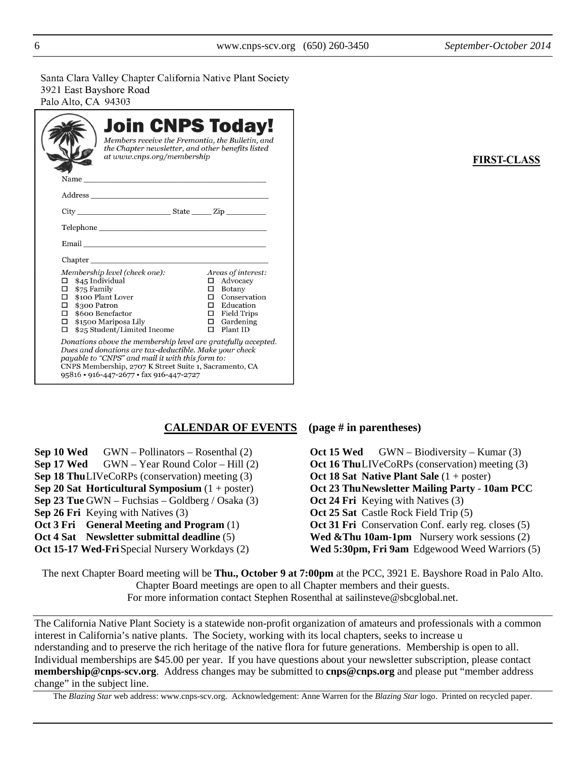Santa Clara Valley Chapter California Native Plant Society
3921 East Bayshore Road
Palo Alto, CA 94303

**FIRST-CLASS**

## Join CNPS Today!

*Members receive the Fremontia, the Bulletin, and the Chapter newsletter, and other benefits listed at www.cnps.org/membership*

Name \_\_\_\_\_\_\_\_\_\_\_\_\_\_\_\_\_\_\_\_\_\_\_\_\_\_\_\_\_\_\_\_\_\_\_\_\_\_

Address \_\_\_\_\_\_\_\_\_\_\_\_\_\_\_\_\_\_\_\_\_\_\_\_\_\_\_\_\_\_\_\_\_\_\_\_\_\_

City \_\_\_\_\_\_\_\_\_\_\_\_\_\_\_\_\_\_\_\_ State \_\_\_\_\_ Zip \_\_\_\_\_\_\_\_\_

Telephone \_\_\_\_\_\_\_\_\_\_\_\_\_\_\_\_\_\_\_\_\_\_\_\_\_\_\_\_\_\_\_\_\_\_\_\_\_\_

Email \_\_\_\_\_\_\_\_\_\_\_\_\_\_\_\_\_\_\_\_\_\_\_\_\_\_\_\_\_\_\_\_\_\_\_\_\_\_

Chapter \_\_\_\_\_\_\_\_\_\_\_\_\_\_\_\_\_\_\_\_\_\_\_\_\_\_\_\_\_\_\_\_\_\_\_\_\_\_

| *Membership level (check one):* | *Areas of interest:* |
|---|---|
| ☐ $45 Individual | ☐ Advocacy |
| ☐ $75 Family | ☐ Botany |
| ☐ $100 Plant Lover | ☐ Conservation |
| ☐ $300 Patron | ☐ Education |
| ☐ $600 Benefactor | ☐ Field Trips |
| ☐ $1500 Mariposa Lily | ☐ Gardening |
| ☐ $25 Student/Limited Income | ☐ Plant ID |

*Donations above the membership level are gratefully accepted. Dues and donations are tax-deductible. Make your check payable to "CNPS" and mail it with this form to:*
CNPS Membership, 2707 K Street Suite 1, Sacramento, CA 95816 • 916-447-2677 • fax 916-447-2727

## CALENDAR OF EVENTS (page # in parentheses)

**Sep 10 Wed** GWN – Pollinators – Rosenthal (2)
**Sep 17 Wed** GWN – Year Round Color – Hill (2)
**Sep 18 Thu** LIVeCoRPs (conservation) meeting (3)
**Sep 20 Sat Horticultural Symposium** (1 + poster)
**Sep 23 Tue** GWN – Fuchsias – Goldberg / Osaka (3)
**Sep 26 Fri** Keying with Natives (3)
**Oct 3 Fri General Meeting and Program** (1)
**Oct 4 Sat Newsletter submittal deadline** (5)
**Oct 15-17 Wed-Fri** Special Nursery Workdays (2)
**Oct 15 Wed** GWN – Biodiversity – Kumar (3)
**Oct 16 Thu** LIVeCoRPs (conservation) meeting (3)
**Oct 18 Sat Native Plant Sale** (1 + poster)
**Oct 23 Thu Newsletter Mailing Party - 10am PCC**
**Oct 24 Fri** Keying with Natives (3)
**Oct 25 Sat** Castle Rock Field Trip (5)
**Oct 31 Fri** Conservation Conf. early reg. closes (5)
**Wed &Thu 10am-1pm** Nursery work sessions (2)
**Wed 5:30pm, Fri 9am** Edgewood Weed Warriors (5)

The next Chapter Board meeting will be **Thu., October 9 at 7:00pm** at the PCC, 3921 E. Bayshore Road in Palo Alto. Chapter Board meetings are open to all Chapter members and their guests. For more information contact Stephen Rosenthal at sailinsteve@sbcglobal.net.

The California Native Plant Society is a statewide non-profit organization of amateurs and professionals with a common interest in California's native plants. The Society, working with its local chapters, seeks to increase u nderstanding and to preserve the rich heritage of the native flora for future generations. Membership is open to all. Individual memberships are $45.00 per year. If you have questions about your newsletter subscription, please contact **membership@cnps-scv.org**. Address changes may be submitted to **cnps@cnps.org** and please put "member address change" in the subject line.

The *Blazing Star* web address: www.cnps-scv.org. Acknowledgement: Anne Warren for the *Blazing Star* logo. Printed on recycled paper.